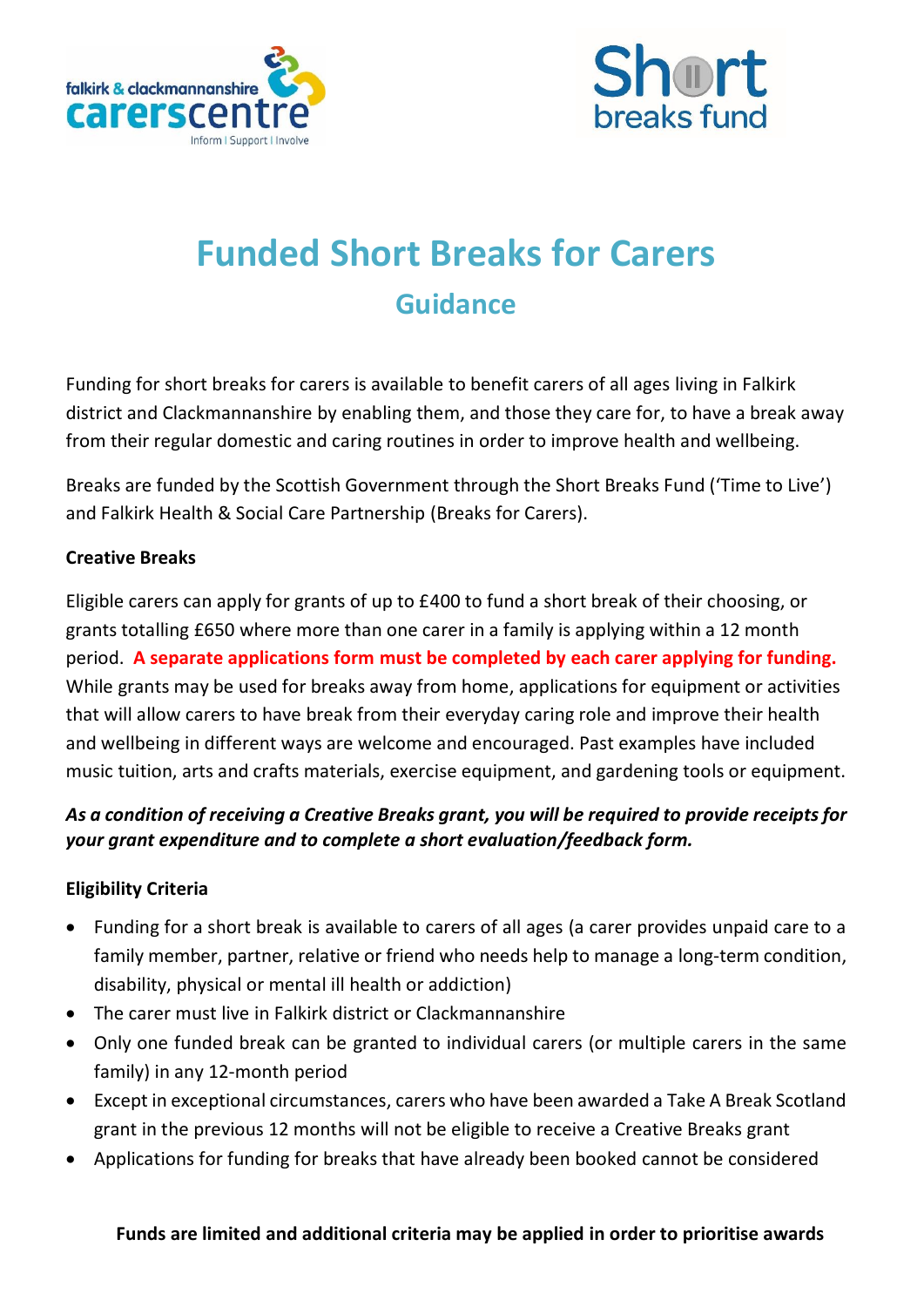# Funded Short Breaks for Carers

## Guidance

Funding for short breaks for carers is available to benefit carers of all ages living in Falkirk district and Clackmannanshire by enabling them, and those they care for, to have a break away from their regular domestic and caring routines in order to improve health and wellbeing.

Breaks are funded by the Scottish Government through the Short Breaks Fund ('Time to Live') and Falkirk Health & Social Care Partnership (Breaks for Carers).

**Creative Breaks**

Eligible carers can apply for grants of up to £400 to fund a short break of their choosing, or grants totalling £650 where more than one carer in a family is applying within a 12 month period. **A separate applications form must be completed by each carer applying for funding.** While grants may be used for breaks away from home, applications for equipment or activities that will allow carers to have break from their everyday caring role and improve their health and wellbeing in different ways are welcome and encouraged. Past examples have included music tuition, arts and crafts materials, exercise equipment, and gardening tools or equipment.

***As a condition of receiving a Creative Breaks grant, you will be required to provide receipts for your grant expenditure and to complete a short evaluation/feedback form.***

**Eligibility Criteria**

- Funding for a short break is available to carers of all ages (a carer provides unpaid care to a family member, partner, relative or friend who needs help to manage a long-term condition, disability, physical or mental ill health or addiction)
- The carer must live in Falkirk district or Clackmannanshire
- Only one funded break can be granted to individual carers (or multiple carers in the same family) in any 12-month period
- Except in exceptional circumstances, carers who have been awarded a Take A Break Scotland grant in the previous 12 months will not be eligible to receive a Creative Breaks grant
- Applications for funding for breaks that have already been booked cannot be considered

**Funds are limited and additional criteria may be applied in order to prioritise awards**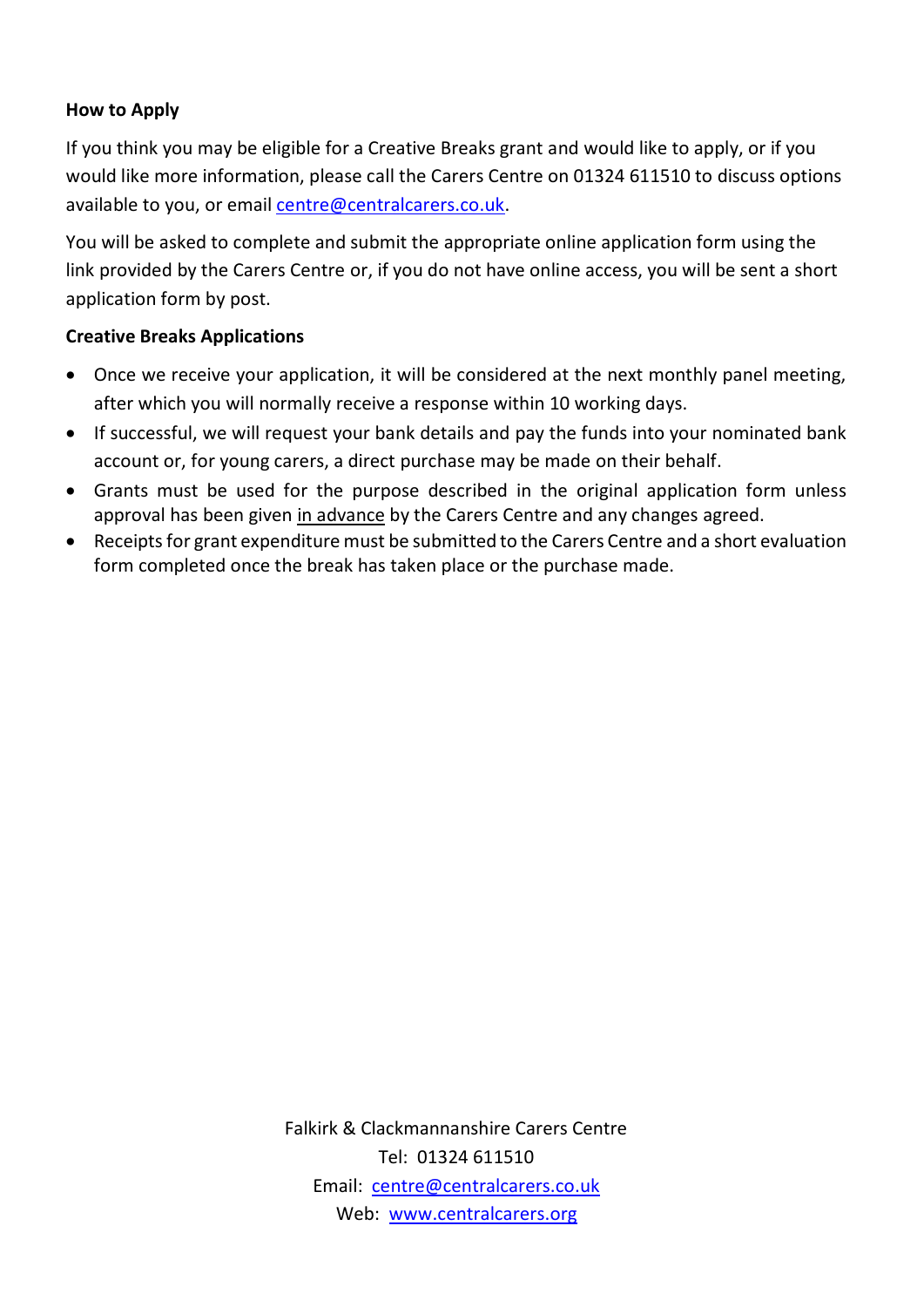**How to Apply**

If you think you may be eligible for a Creative Breaks grant and would like to apply, or if you would like more information, please call the Carers Centre on 01324 611510 to discuss options available to you, or email centre@centralcarers.co.uk.

You will be asked to complete and submit the appropriate online application form using the link provided by the Carers Centre or, if you do not have online access, you will be sent a short application form by post.

**Creative Breaks Applications**

- Once we receive your application, it will be considered at the next monthly panel meeting, after which you will normally receive a response within 10 working days.
- If successful, we will request your bank details and pay the funds into your nominated bank account or, for young carers, a direct purchase may be made on their behalf.
- Grants must be used for the purpose described in the original application form unless approval has been given in advance by the Carers Centre and any changes agreed.
- Receipts for grant expenditure must be submitted to the Carers Centre and a short evaluation form completed once the break has taken place or the purchase made.

Falkirk & Clackmannanshire Carers Centre
Tel: 01324 611510
Email: centre@centralcarers.co.uk
Web: www.centralcarers.org